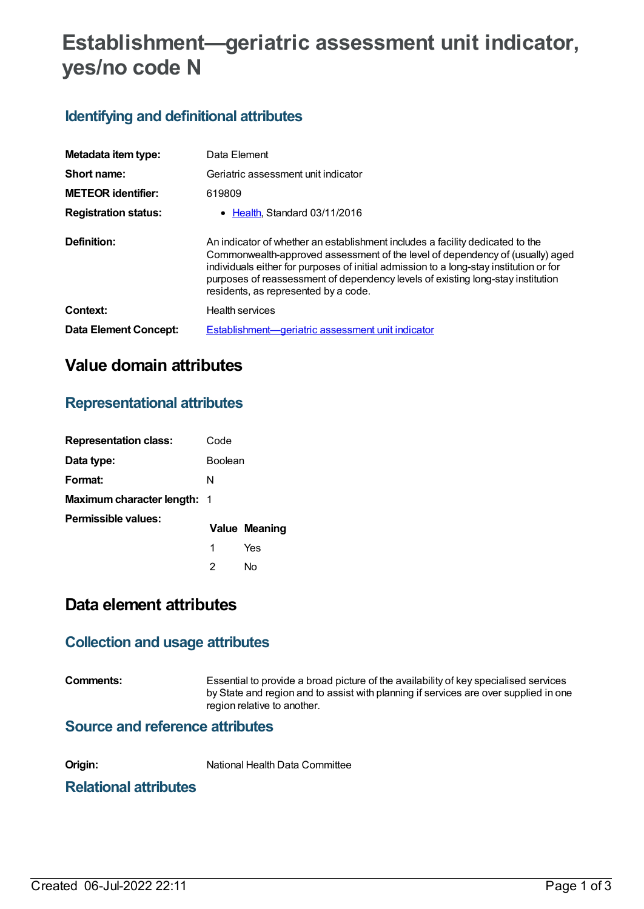# Establishment—geriatric assessment unit indicator, yes/no code N

## Identifying and definitional attributes

| | |
|---|---|
| **Metadata item type:** | Data Element |
| **Short name:** | Geriatric assessment unit indicator |
| **METEOR identifier:** | 619809 |
| **Registration status:** | • Health, Standard 03/11/2016 |
| **Definition:** | An indicator of whether an establishment includes a facility dedicated to the Commonwealth-approved assessment of the level of dependency of (usually) aged individuals either for purposes of initial admission to a long-stay institution or for purposes of reassessment of dependency levels of existing long-stay institution residents, as represented by a code. |
| **Context:** | Health services |
| **Data Element Concept:** | Establishment—geriatric assessment unit indicator |

# Value domain attributes

## Representational attributes

| | |
|---|---|
| **Representation class:** | Code |
| **Data type:** | Boolean |
| **Format:** | N |
| **Maximum character length:** | 1 |

**Permissible values:**

| Value | Meaning |
|---|---|
| 1 | Yes |
| 2 | No |

# Data element attributes

## Collection and usage attributes

| | |
|---|---|
| **Comments:** | Essential to provide a broad picture of the availability of key specialised services by State and region and to assist with planning if services are over supplied in one region relative to another. |

## Source and reference attributes

| | |
|---|---|
| **Origin:** | National Health Data Committee |

## Relational attributes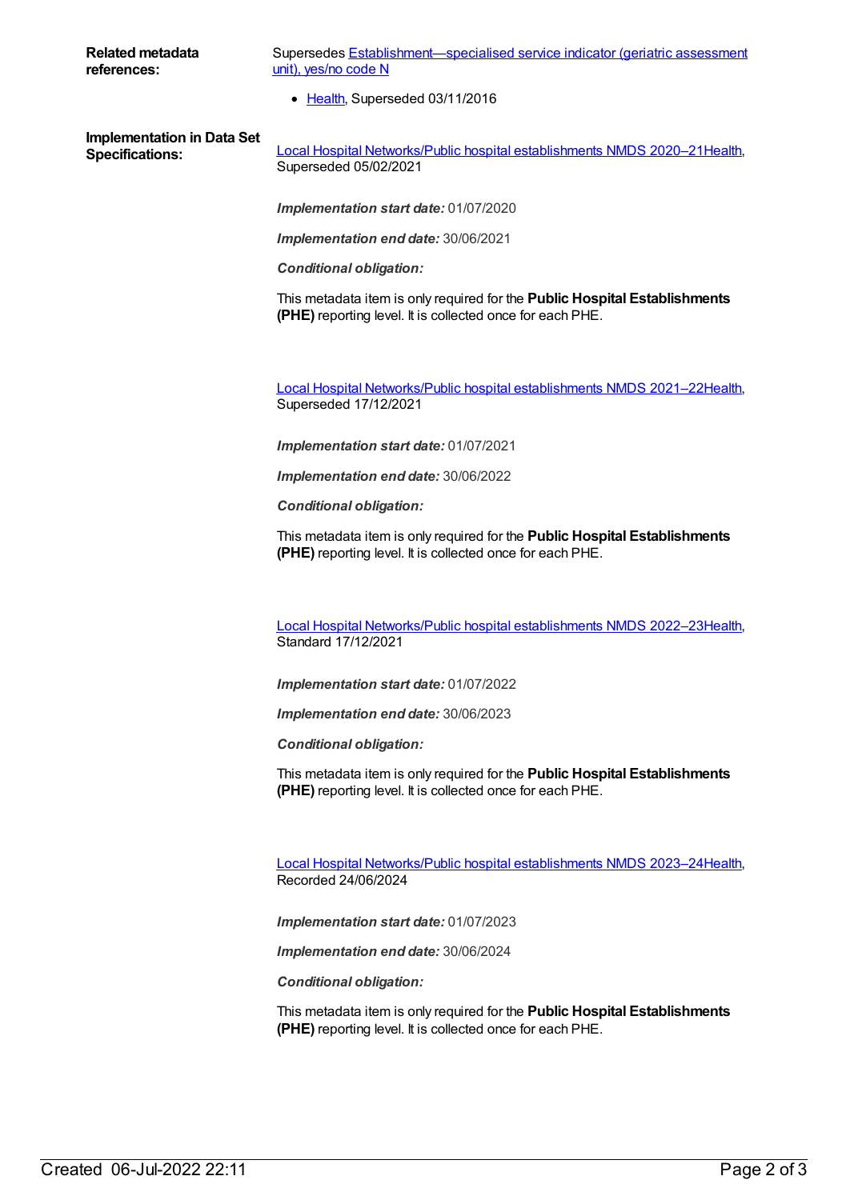**Related metadata references:**

Supersedes Establishment—specialised service indicator (geriatric assessment unit), yes/no code N

- Health, Superseded 03/11/2016

**Implementation in Data Set Specifications:**

Local Hospital Networks/Public hospital establishments NMDS 2020–21Health, Superseded 05/02/2021

***Implementation start date:*** 01/07/2020

***Implementation end date:*** 30/06/2021

***Conditional obligation:***

This metadata item is only required for the **Public Hospital Establishments (PHE)** reporting level. It is collected once for each PHE.

Local Hospital Networks/Public hospital establishments NMDS 2021–22Health, Superseded 17/12/2021

***Implementation start date:*** 01/07/2021

***Implementation end date:*** 30/06/2022

***Conditional obligation:***

This metadata item is only required for the **Public Hospital Establishments (PHE)** reporting level. It is collected once for each PHE.

Local Hospital Networks/Public hospital establishments NMDS 2022–23Health, Standard 17/12/2021

***Implementation start date:*** 01/07/2022

***Implementation end date:*** 30/06/2023

***Conditional obligation:***

This metadata item is only required for the **Public Hospital Establishments (PHE)** reporting level. It is collected once for each PHE.

Local Hospital Networks/Public hospital establishments NMDS 2023–24Health, Recorded 24/06/2024

***Implementation start date:*** 01/07/2023

***Implementation end date:*** 30/06/2024

***Conditional obligation:***

This metadata item is only required for the **Public Hospital Establishments (PHE)** reporting level. It is collected once for each PHE.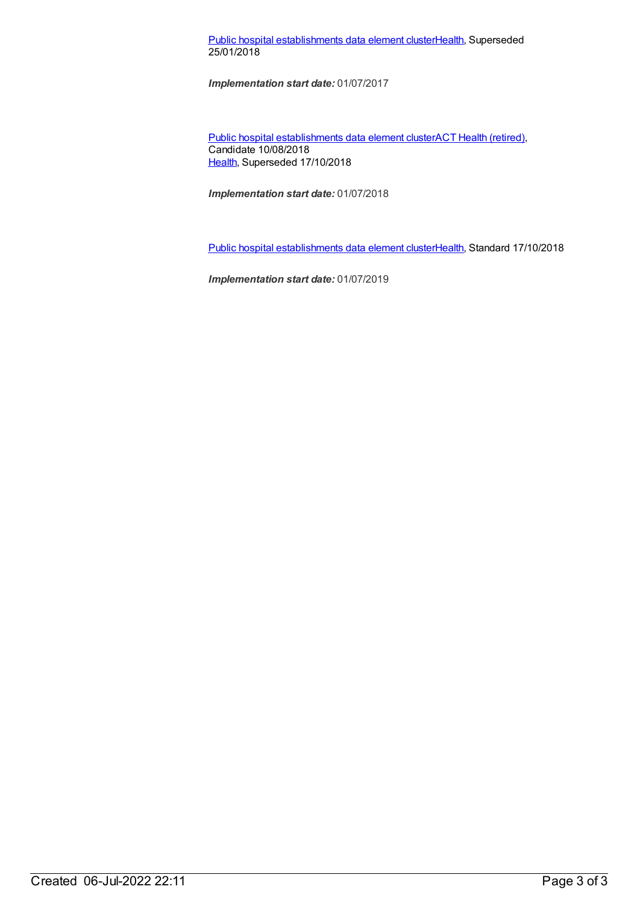Public hospital establishments data element clusterHealth, Superseded 25/01/2018

***Implementation start date:*** 01/07/2017

Public hospital establishments data element clusterACT Health (retired), Candidate 10/08/2018
Health, Superseded 17/10/2018

***Implementation start date:*** 01/07/2018

Public hospital establishments data element clusterHealth, Standard 17/10/2018

***Implementation start date:*** 01/07/2019